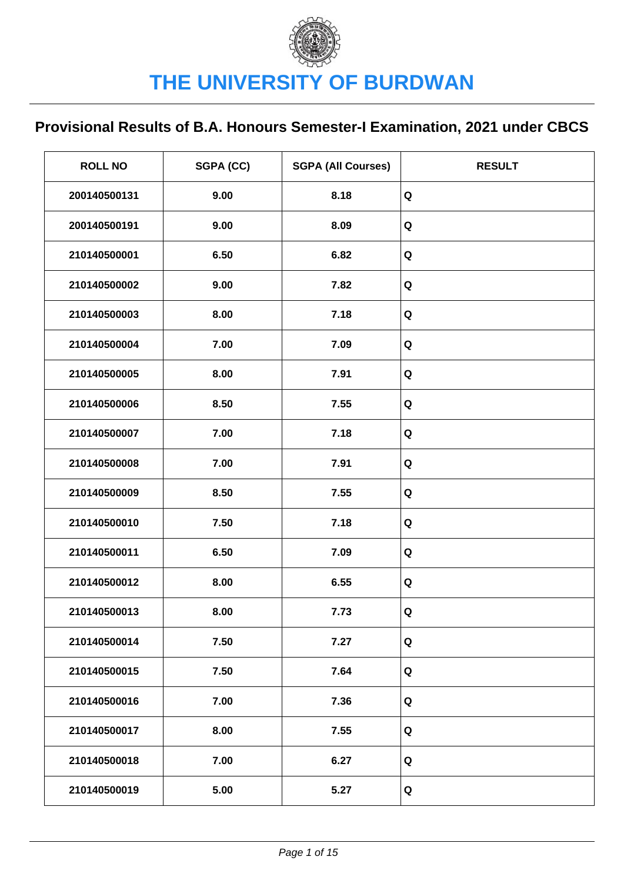# THE UNIVERSITY OF BURDWAN

## Provisional Results of B.A. Honours Semester-I Examination, 2021 under CBCS

| ROLL NO | SGPA (CC) | SGPA (All Courses) | RESULT |
| --- | --- | --- | --- |
| 200140500131 | 9.00 | 8.18 | Q |
| 200140500191 | 9.00 | 8.09 | Q |
| 210140500001 | 6.50 | 6.82 | Q |
| 210140500002 | 9.00 | 7.82 | Q |
| 210140500003 | 8.00 | 7.18 | Q |
| 210140500004 | 7.00 | 7.09 | Q |
| 210140500005 | 8.00 | 7.91 | Q |
| 210140500006 | 8.50 | 7.55 | Q |
| 210140500007 | 7.00 | 7.18 | Q |
| 210140500008 | 7.00 | 7.91 | Q |
| 210140500009 | 8.50 | 7.55 | Q |
| 210140500010 | 7.50 | 7.18 | Q |
| 210140500011 | 6.50 | 7.09 | Q |
| 210140500012 | 8.00 | 6.55 | Q |
| 210140500013 | 8.00 | 7.73 | Q |
| 210140500014 | 7.50 | 7.27 | Q |
| 210140500015 | 7.50 | 7.64 | Q |
| 210140500016 | 7.00 | 7.36 | Q |
| 210140500017 | 8.00 | 7.55 | Q |
| 210140500018 | 7.00 | 6.27 | Q |
| 210140500019 | 5.00 | 5.27 | Q |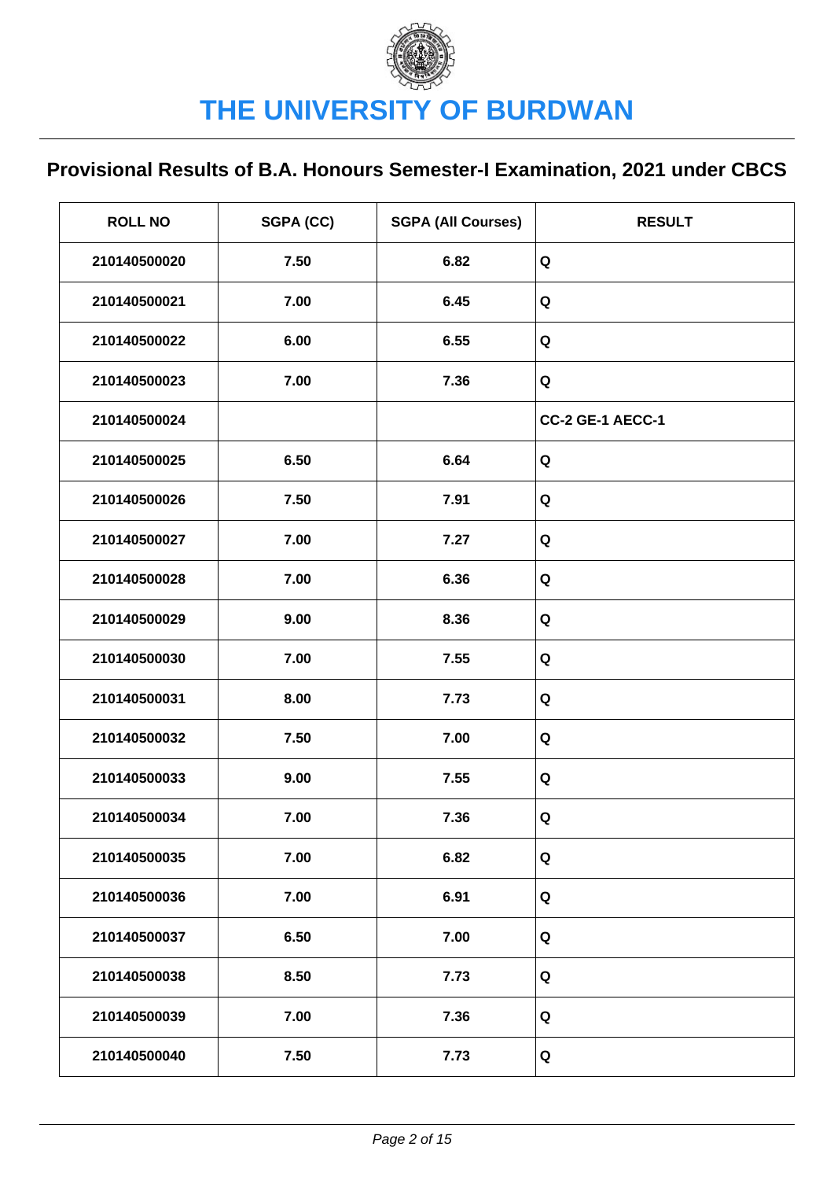# THE UNIVERSITY OF BURDWAN

## Provisional Results of B.A. Honours Semester-I Examination, 2021 under CBCS

| ROLL NO | SGPA (CC) | SGPA (All Courses) | RESULT |
|---|---|---|---|
| 210140500020 | 7.50 | 6.82 | Q |
| 210140500021 | 7.00 | 6.45 | Q |
| 210140500022 | 6.00 | 6.55 | Q |
| 210140500023 | 7.00 | 7.36 | Q |
| 210140500024 | | | CC-2 GE-1 AECC-1 |
| 210140500025 | 6.50 | 6.64 | Q |
| 210140500026 | 7.50 | 7.91 | Q |
| 210140500027 | 7.00 | 7.27 | Q |
| 210140500028 | 7.00 | 6.36 | Q |
| 210140500029 | 9.00 | 8.36 | Q |
| 210140500030 | 7.00 | 7.55 | Q |
| 210140500031 | 8.00 | 7.73 | Q |
| 210140500032 | 7.50 | 7.00 | Q |
| 210140500033 | 9.00 | 7.55 | Q |
| 210140500034 | 7.00 | 7.36 | Q |
| 210140500035 | 7.00 | 6.82 | Q |
| 210140500036 | 7.00 | 6.91 | Q |
| 210140500037 | 6.50 | 7.00 | Q |
| 210140500038 | 8.50 | 7.73 | Q |
| 210140500039 | 7.00 | 7.36 | Q |
| 210140500040 | 7.50 | 7.73 | Q |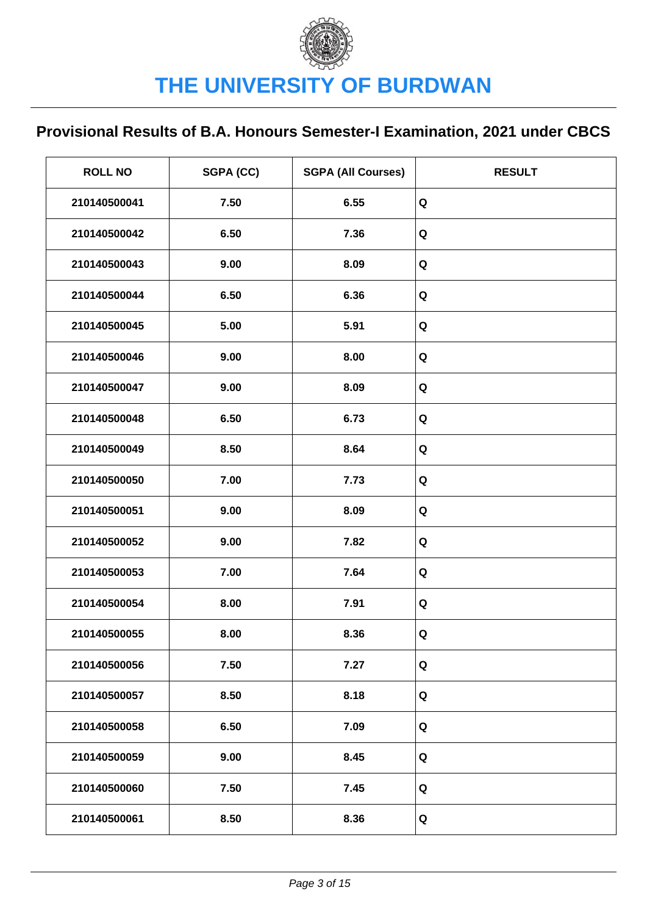# THE UNIVERSITY OF BURDWAN

## Provisional Results of B.A. Honours Semester-I Examination, 2021 under CBCS

| ROLL NO | SGPA (CC) | SGPA (All Courses) | RESULT |
|---|---|---|---|
| 210140500041 | 7.50 | 6.55 | Q |
| 210140500042 | 6.50 | 7.36 | Q |
| 210140500043 | 9.00 | 8.09 | Q |
| 210140500044 | 6.50 | 6.36 | Q |
| 210140500045 | 5.00 | 5.91 | Q |
| 210140500046 | 9.00 | 8.00 | Q |
| 210140500047 | 9.00 | 8.09 | Q |
| 210140500048 | 6.50 | 6.73 | Q |
| 210140500049 | 8.50 | 8.64 | Q |
| 210140500050 | 7.00 | 7.73 | Q |
| 210140500051 | 9.00 | 8.09 | Q |
| 210140500052 | 9.00 | 7.82 | Q |
| 210140500053 | 7.00 | 7.64 | Q |
| 210140500054 | 8.00 | 7.91 | Q |
| 210140500055 | 8.00 | 8.36 | Q |
| 210140500056 | 7.50 | 7.27 | Q |
| 210140500057 | 8.50 | 8.18 | Q |
| 210140500058 | 6.50 | 7.09 | Q |
| 210140500059 | 9.00 | 8.45 | Q |
| 210140500060 | 7.50 | 7.45 | Q |
| 210140500061 | 8.50 | 8.36 | Q |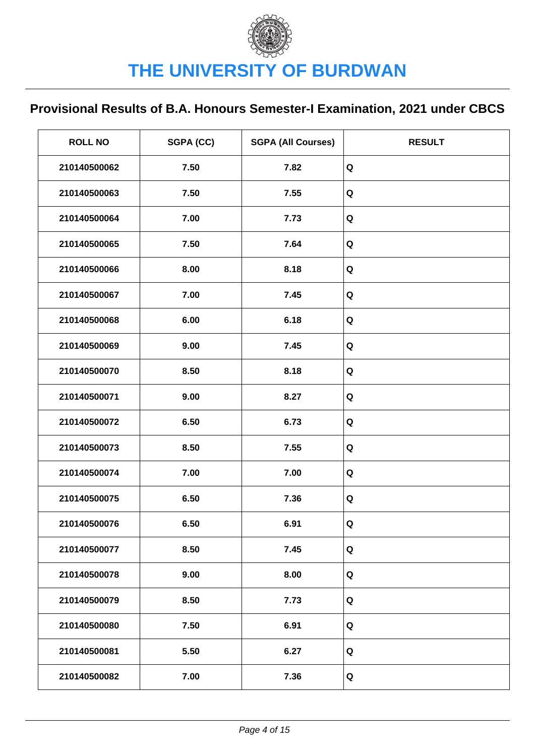# THE UNIVERSITY OF BURDWAN

## Provisional Results of B.A. Honours Semester-I Examination, 2021 under CBCS

| ROLL NO | SGPA (CC) | SGPA (All Courses) | RESULT |
|---|---|---|---|
| 210140500062 | 7.50 | 7.82 | Q |
| 210140500063 | 7.50 | 7.55 | Q |
| 210140500064 | 7.00 | 7.73 | Q |
| 210140500065 | 7.50 | 7.64 | Q |
| 210140500066 | 8.00 | 8.18 | Q |
| 210140500067 | 7.00 | 7.45 | Q |
| 210140500068 | 6.00 | 6.18 | Q |
| 210140500069 | 9.00 | 7.45 | Q |
| 210140500070 | 8.50 | 8.18 | Q |
| 210140500071 | 9.00 | 8.27 | Q |
| 210140500072 | 6.50 | 6.73 | Q |
| 210140500073 | 8.50 | 7.55 | Q |
| 210140500074 | 7.00 | 7.00 | Q |
| 210140500075 | 6.50 | 7.36 | Q |
| 210140500076 | 6.50 | 6.91 | Q |
| 210140500077 | 8.50 | 7.45 | Q |
| 210140500078 | 9.00 | 8.00 | Q |
| 210140500079 | 8.50 | 7.73 | Q |
| 210140500080 | 7.50 | 6.91 | Q |
| 210140500081 | 5.50 | 6.27 | Q |
| 210140500082 | 7.00 | 7.36 | Q |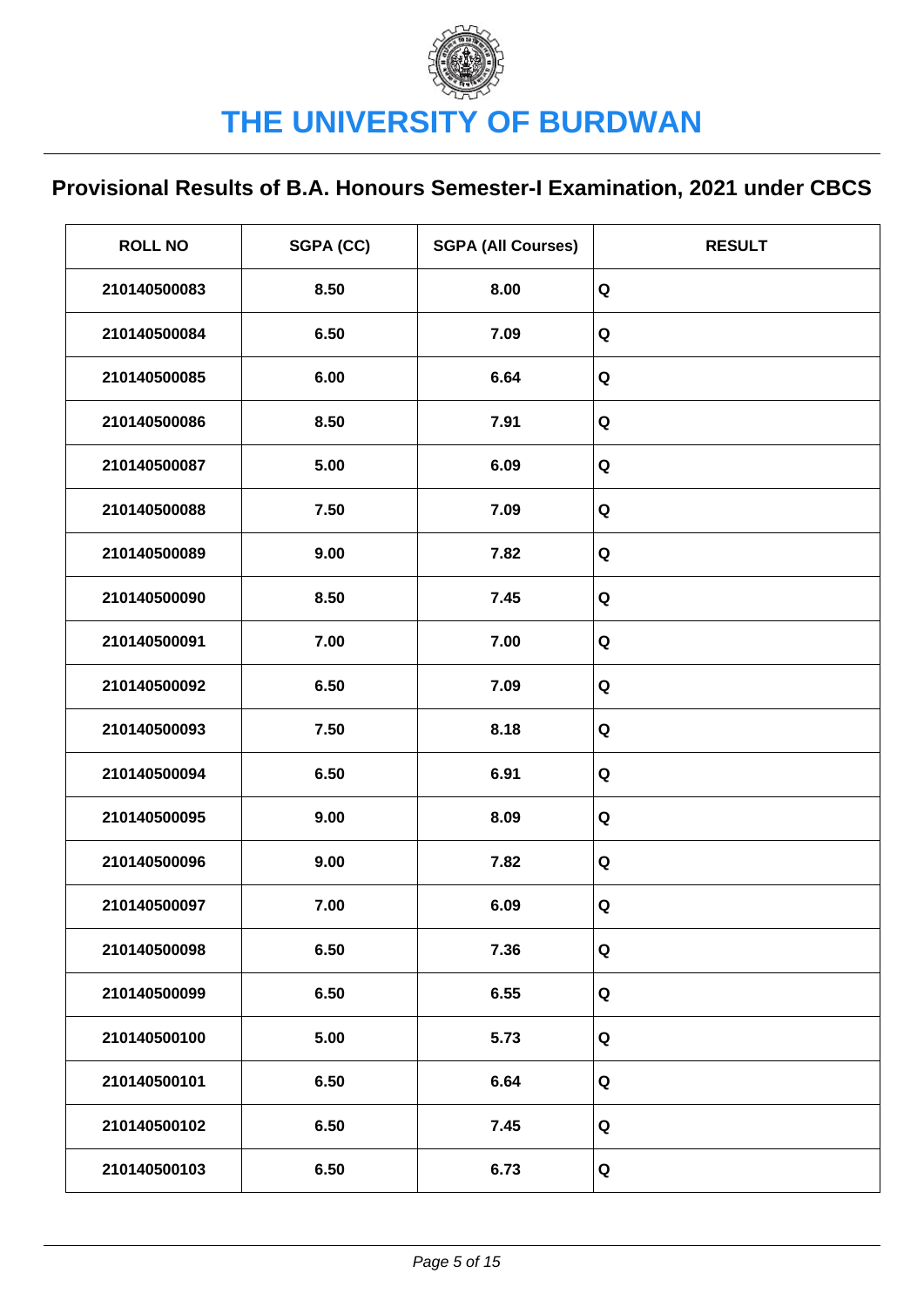# THE UNIVERSITY OF BURDWAN

## Provisional Results of B.A. Honours Semester-I Examination, 2021 under CBCS

| ROLL NO | SGPA (CC) | SGPA (All Courses) | RESULT |
|---|---|---|---|
| 210140500083 | 8.50 | 8.00 | Q |
| 210140500084 | 6.50 | 7.09 | Q |
| 210140500085 | 6.00 | 6.64 | Q |
| 210140500086 | 8.50 | 7.91 | Q |
| 210140500087 | 5.00 | 6.09 | Q |
| 210140500088 | 7.50 | 7.09 | Q |
| 210140500089 | 9.00 | 7.82 | Q |
| 210140500090 | 8.50 | 7.45 | Q |
| 210140500091 | 7.00 | 7.00 | Q |
| 210140500092 | 6.50 | 7.09 | Q |
| 210140500093 | 7.50 | 8.18 | Q |
| 210140500094 | 6.50 | 6.91 | Q |
| 210140500095 | 9.00 | 8.09 | Q |
| 210140500096 | 9.00 | 7.82 | Q |
| 210140500097 | 7.00 | 6.09 | Q |
| 210140500098 | 6.50 | 7.36 | Q |
| 210140500099 | 6.50 | 6.55 | Q |
| 210140500100 | 5.00 | 5.73 | Q |
| 210140500101 | 6.50 | 6.64 | Q |
| 210140500102 | 6.50 | 7.45 | Q |
| 210140500103 | 6.50 | 6.73 | Q |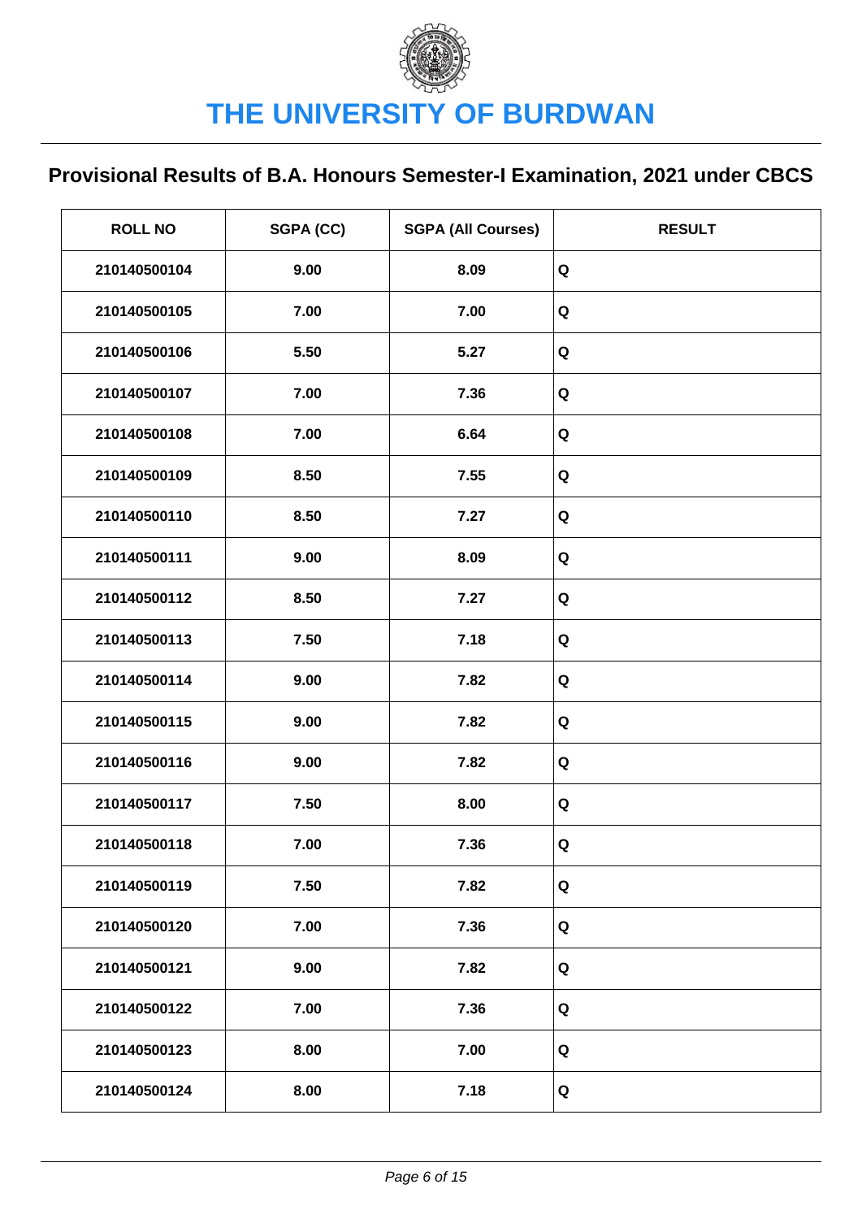# THE UNIVERSITY OF BURDWAN

## Provisional Results of B.A. Honours Semester-I Examination, 2021 under CBCS

| ROLL NO | SGPA (CC) | SGPA (All Courses) | RESULT |
|---|---|---|---|
| 210140500104 | 9.00 | 8.09 | Q |
| 210140500105 | 7.00 | 7.00 | Q |
| 210140500106 | 5.50 | 5.27 | Q |
| 210140500107 | 7.00 | 7.36 | Q |
| 210140500108 | 7.00 | 6.64 | Q |
| 210140500109 | 8.50 | 7.55 | Q |
| 210140500110 | 8.50 | 7.27 | Q |
| 210140500111 | 9.00 | 8.09 | Q |
| 210140500112 | 8.50 | 7.27 | Q |
| 210140500113 | 7.50 | 7.18 | Q |
| 210140500114 | 9.00 | 7.82 | Q |
| 210140500115 | 9.00 | 7.82 | Q |
| 210140500116 | 9.00 | 7.82 | Q |
| 210140500117 | 7.50 | 8.00 | Q |
| 210140500118 | 7.00 | 7.36 | Q |
| 210140500119 | 7.50 | 7.82 | Q |
| 210140500120 | 7.00 | 7.36 | Q |
| 210140500121 | 9.00 | 7.82 | Q |
| 210140500122 | 7.00 | 7.36 | Q |
| 210140500123 | 8.00 | 7.00 | Q |
| 210140500124 | 8.00 | 7.18 | Q |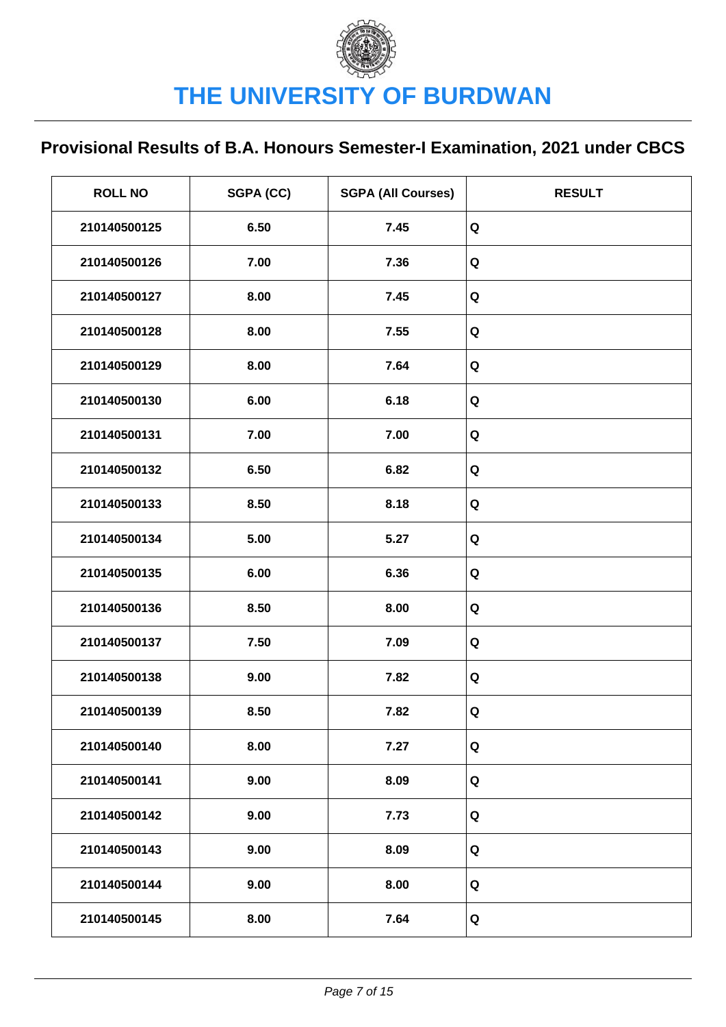# THE UNIVERSITY OF BURDWAN

## Provisional Results of B.A. Honours Semester-I Examination, 2021 under CBCS

| ROLL NO | SGPA (CC) | SGPA (All Courses) | RESULT |
|---|---|---|---|
| 210140500125 | 6.50 | 7.45 | Q |
| 210140500126 | 7.00 | 7.36 | Q |
| 210140500127 | 8.00 | 7.45 | Q |
| 210140500128 | 8.00 | 7.55 | Q |
| 210140500129 | 8.00 | 7.64 | Q |
| 210140500130 | 6.00 | 6.18 | Q |
| 210140500131 | 7.00 | 7.00 | Q |
| 210140500132 | 6.50 | 6.82 | Q |
| 210140500133 | 8.50 | 8.18 | Q |
| 210140500134 | 5.00 | 5.27 | Q |
| 210140500135 | 6.00 | 6.36 | Q |
| 210140500136 | 8.50 | 8.00 | Q |
| 210140500137 | 7.50 | 7.09 | Q |
| 210140500138 | 9.00 | 7.82 | Q |
| 210140500139 | 8.50 | 7.82 | Q |
| 210140500140 | 8.00 | 7.27 | Q |
| 210140500141 | 9.00 | 8.09 | Q |
| 210140500142 | 9.00 | 7.73 | Q |
| 210140500143 | 9.00 | 8.09 | Q |
| 210140500144 | 9.00 | 8.00 | Q |
| 210140500145 | 8.00 | 7.64 | Q |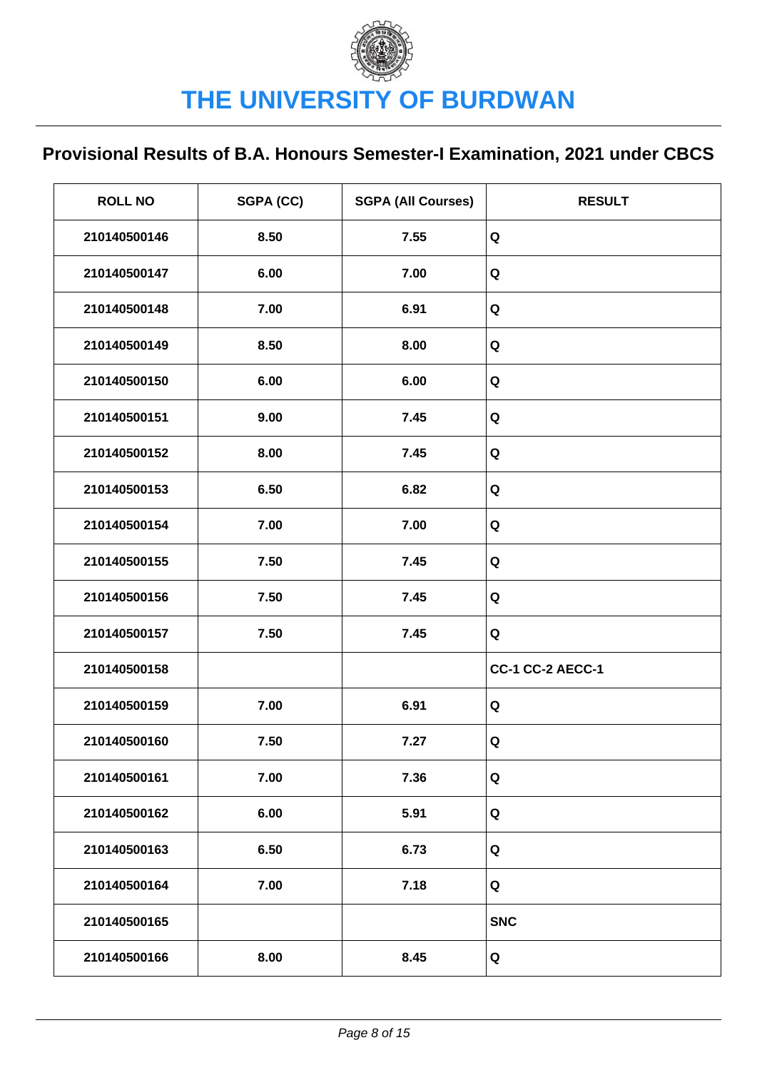# THE UNIVERSITY OF BURDWAN

## Provisional Results of B.A. Honours Semester-I Examination, 2021 under CBCS

| ROLL NO | SGPA (CC) | SGPA (All Courses) | RESULT |
|---|---|---|---|
| 210140500146 | 8.50 | 7.55 | Q |
| 210140500147 | 6.00 | 7.00 | Q |
| 210140500148 | 7.00 | 6.91 | Q |
| 210140500149 | 8.50 | 8.00 | Q |
| 210140500150 | 6.00 | 6.00 | Q |
| 210140500151 | 9.00 | 7.45 | Q |
| 210140500152 | 8.00 | 7.45 | Q |
| 210140500153 | 6.50 | 6.82 | Q |
| 210140500154 | 7.00 | 7.00 | Q |
| 210140500155 | 7.50 | 7.45 | Q |
| 210140500156 | 7.50 | 7.45 | Q |
| 210140500157 | 7.50 | 7.45 | Q |
| 210140500158 | | | CC-1 CC-2 AECC-1 |
| 210140500159 | 7.00 | 6.91 | Q |
| 210140500160 | 7.50 | 7.27 | Q |
| 210140500161 | 7.00 | 7.36 | Q |
| 210140500162 | 6.00 | 5.91 | Q |
| 210140500163 | 6.50 | 6.73 | Q |
| 210140500164 | 7.00 | 7.18 | Q |
| 210140500165 | | | SNC |
| 210140500166 | 8.00 | 8.45 | Q |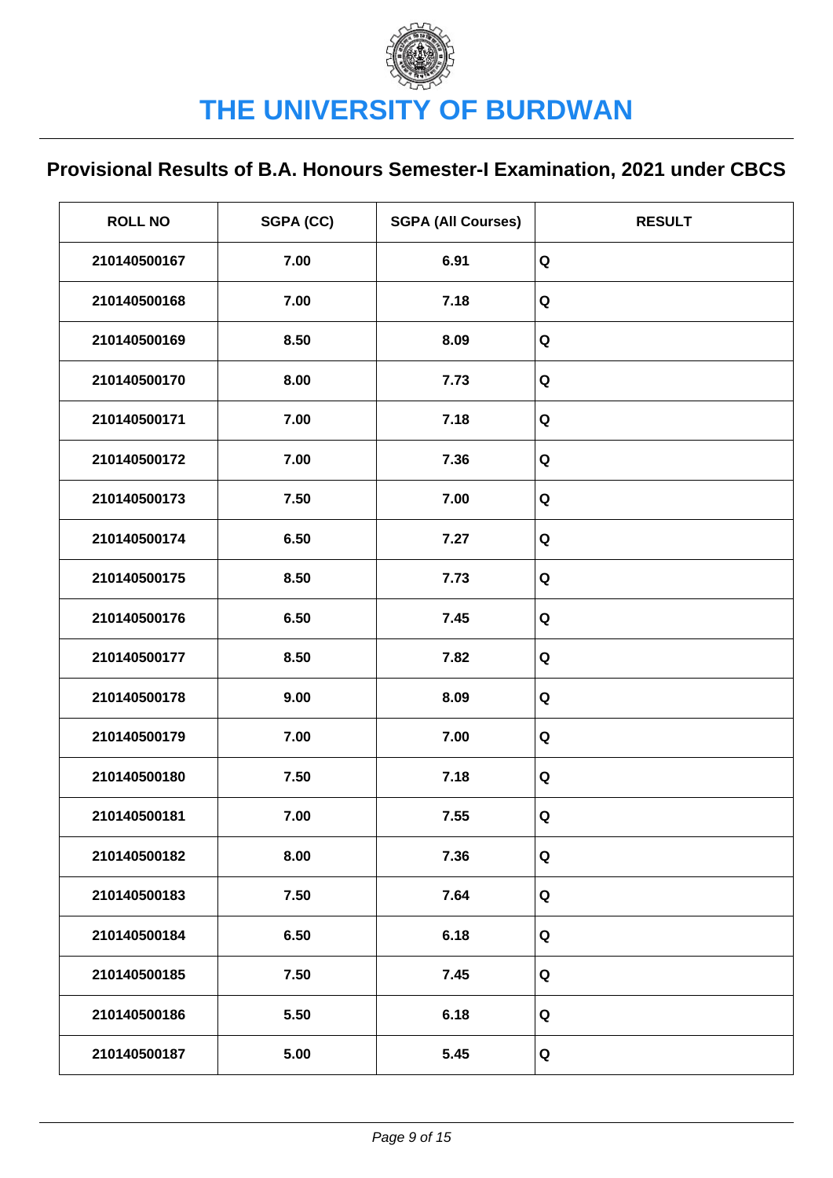# THE UNIVERSITY OF BURDWAN

## Provisional Results of B.A. Honours Semester-I Examination, 2021 under CBCS

| ROLL NO | SGPA (CC) | SGPA (All Courses) | RESULT |
|---|---|---|---|
| 210140500167 | 7.00 | 6.91 | Q |
| 210140500168 | 7.00 | 7.18 | Q |
| 210140500169 | 8.50 | 8.09 | Q |
| 210140500170 | 8.00 | 7.73 | Q |
| 210140500171 | 7.00 | 7.18 | Q |
| 210140500172 | 7.00 | 7.36 | Q |
| 210140500173 | 7.50 | 7.00 | Q |
| 210140500174 | 6.50 | 7.27 | Q |
| 210140500175 | 8.50 | 7.73 | Q |
| 210140500176 | 6.50 | 7.45 | Q |
| 210140500177 | 8.50 | 7.82 | Q |
| 210140500178 | 9.00 | 8.09 | Q |
| 210140500179 | 7.00 | 7.00 | Q |
| 210140500180 | 7.50 | 7.18 | Q |
| 210140500181 | 7.00 | 7.55 | Q |
| 210140500182 | 8.00 | 7.36 | Q |
| 210140500183 | 7.50 | 7.64 | Q |
| 210140500184 | 6.50 | 6.18 | Q |
| 210140500185 | 7.50 | 7.45 | Q |
| 210140500186 | 5.50 | 6.18 | Q |
| 210140500187 | 5.00 | 5.45 | Q |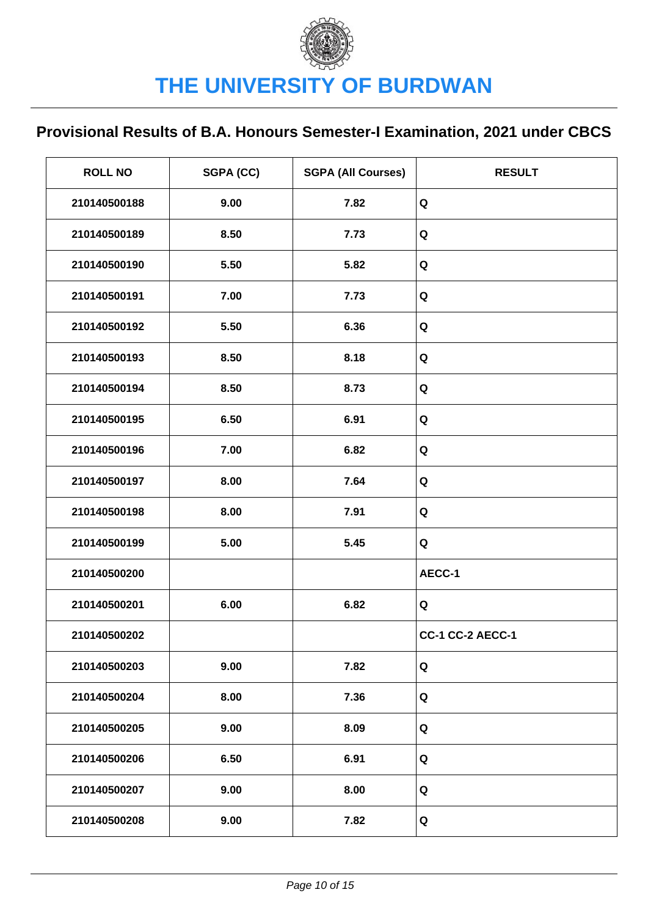# THE UNIVERSITY OF BURDWAN

## Provisional Results of B.A. Honours Semester-I Examination, 2021 under CBCS

| ROLL NO | SGPA (CC) | SGPA (All Courses) | RESULT |
|---|---|---|---|
| 210140500188 | 9.00 | 7.82 | Q |
| 210140500189 | 8.50 | 7.73 | Q |
| 210140500190 | 5.50 | 5.82 | Q |
| 210140500191 | 7.00 | 7.73 | Q |
| 210140500192 | 5.50 | 6.36 | Q |
| 210140500193 | 8.50 | 8.18 | Q |
| 210140500194 | 8.50 | 8.73 | Q |
| 210140500195 | 6.50 | 6.91 | Q |
| 210140500196 | 7.00 | 6.82 | Q |
| 210140500197 | 8.00 | 7.64 | Q |
| 210140500198 | 8.00 | 7.91 | Q |
| 210140500199 | 5.00 | 5.45 | Q |
| 210140500200 | | | AECC-1 |
| 210140500201 | 6.00 | 6.82 | Q |
| 210140500202 | | | CC-1 CC-2 AECC-1 |
| 210140500203 | 9.00 | 7.82 | Q |
| 210140500204 | 8.00 | 7.36 | Q |
| 210140500205 | 9.00 | 8.09 | Q |
| 210140500206 | 6.50 | 6.91 | Q |
| 210140500207 | 9.00 | 8.00 | Q |
| 210140500208 | 9.00 | 7.82 | Q |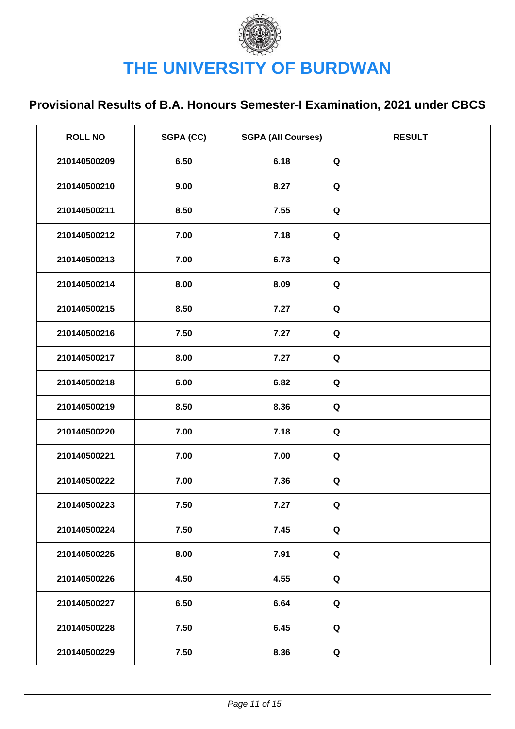# THE UNIVERSITY OF BURDWAN

## Provisional Results of B.A. Honours Semester-I Examination, 2021 under CBCS

| ROLL NO | SGPA (CC) | SGPA (All Courses) | RESULT |
|---|---|---|---|
| 210140500209 | 6.50 | 6.18 | Q |
| 210140500210 | 9.00 | 8.27 | Q |
| 210140500211 | 8.50 | 7.55 | Q |
| 210140500212 | 7.00 | 7.18 | Q |
| 210140500213 | 7.00 | 6.73 | Q |
| 210140500214 | 8.00 | 8.09 | Q |
| 210140500215 | 8.50 | 7.27 | Q |
| 210140500216 | 7.50 | 7.27 | Q |
| 210140500217 | 8.00 | 7.27 | Q |
| 210140500218 | 6.00 | 6.82 | Q |
| 210140500219 | 8.50 | 8.36 | Q |
| 210140500220 | 7.00 | 7.18 | Q |
| 210140500221 | 7.00 | 7.00 | Q |
| 210140500222 | 7.00 | 7.36 | Q |
| 210140500223 | 7.50 | 7.27 | Q |
| 210140500224 | 7.50 | 7.45 | Q |
| 210140500225 | 8.00 | 7.91 | Q |
| 210140500226 | 4.50 | 4.55 | Q |
| 210140500227 | 6.50 | 6.64 | Q |
| 210140500228 | 7.50 | 6.45 | Q |
| 210140500229 | 7.50 | 8.36 | Q |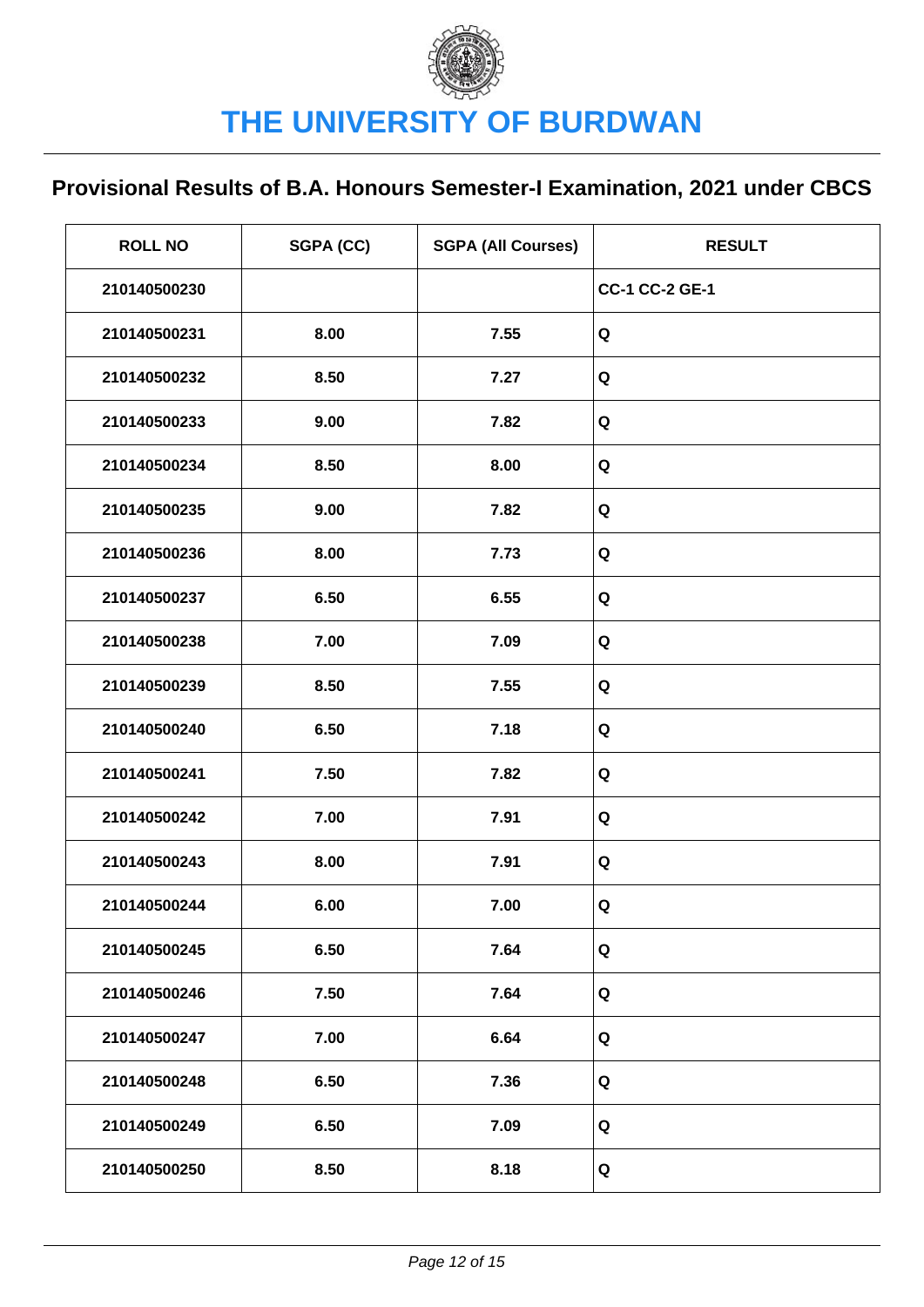# THE UNIVERSITY OF BURDWAN

## Provisional Results of B.A. Honours Semester-I Examination, 2021 under CBCS

| ROLL NO | SGPA (CC) | SGPA (All Courses) | RESULT |
|---|---|---|---|
| 210140500230 | | | CC-1 CC-2 GE-1 |
| 210140500231 | 8.00 | 7.55 | Q |
| 210140500232 | 8.50 | 7.27 | Q |
| 210140500233 | 9.00 | 7.82 | Q |
| 210140500234 | 8.50 | 8.00 | Q |
| 210140500235 | 9.00 | 7.82 | Q |
| 210140500236 | 8.00 | 7.73 | Q |
| 210140500237 | 6.50 | 6.55 | Q |
| 210140500238 | 7.00 | 7.09 | Q |
| 210140500239 | 8.50 | 7.55 | Q |
| 210140500240 | 6.50 | 7.18 | Q |
| 210140500241 | 7.50 | 7.82 | Q |
| 210140500242 | 7.00 | 7.91 | Q |
| 210140500243 | 8.00 | 7.91 | Q |
| 210140500244 | 6.00 | 7.00 | Q |
| 210140500245 | 6.50 | 7.64 | Q |
| 210140500246 | 7.50 | 7.64 | Q |
| 210140500247 | 7.00 | 6.64 | Q |
| 210140500248 | 6.50 | 7.36 | Q |
| 210140500249 | 6.50 | 7.09 | Q |
| 210140500250 | 8.50 | 8.18 | Q |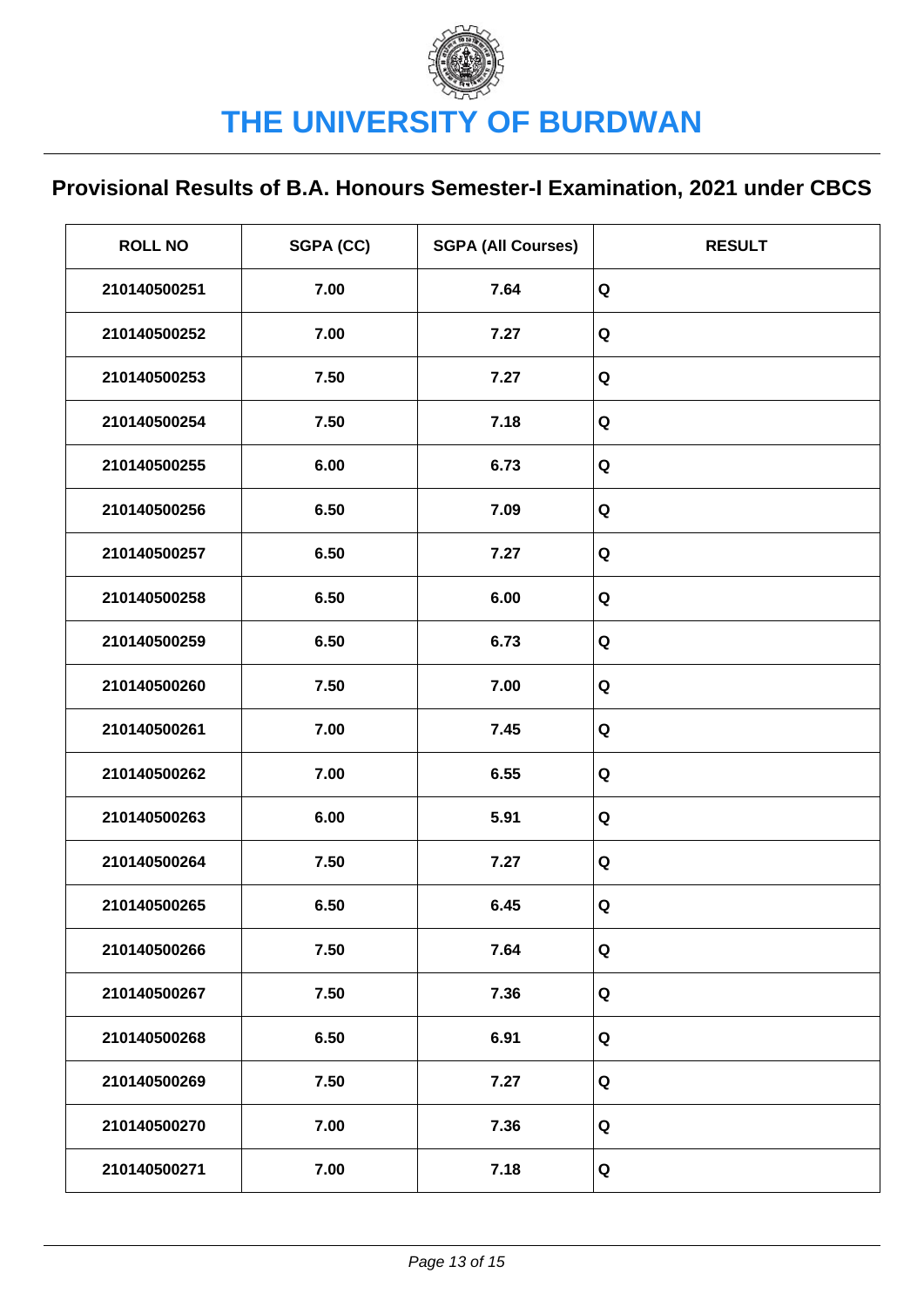# THE UNIVERSITY OF BURDWAN

## Provisional Results of B.A. Honours Semester-I Examination, 2021 under CBCS

| ROLL NO | SGPA (CC) | SGPA (All Courses) | RESULT |
|---|---|---|---|
| 210140500251 | 7.00 | 7.64 | Q |
| 210140500252 | 7.00 | 7.27 | Q |
| 210140500253 | 7.50 | 7.27 | Q |
| 210140500254 | 7.50 | 7.18 | Q |
| 210140500255 | 6.00 | 6.73 | Q |
| 210140500256 | 6.50 | 7.09 | Q |
| 210140500257 | 6.50 | 7.27 | Q |
| 210140500258 | 6.50 | 6.00 | Q |
| 210140500259 | 6.50 | 6.73 | Q |
| 210140500260 | 7.50 | 7.00 | Q |
| 210140500261 | 7.00 | 7.45 | Q |
| 210140500262 | 7.00 | 6.55 | Q |
| 210140500263 | 6.00 | 5.91 | Q |
| 210140500264 | 7.50 | 7.27 | Q |
| 210140500265 | 6.50 | 6.45 | Q |
| 210140500266 | 7.50 | 7.64 | Q |
| 210140500267 | 7.50 | 7.36 | Q |
| 210140500268 | 6.50 | 6.91 | Q |
| 210140500269 | 7.50 | 7.27 | Q |
| 210140500270 | 7.00 | 7.36 | Q |
| 210140500271 | 7.00 | 7.18 | Q |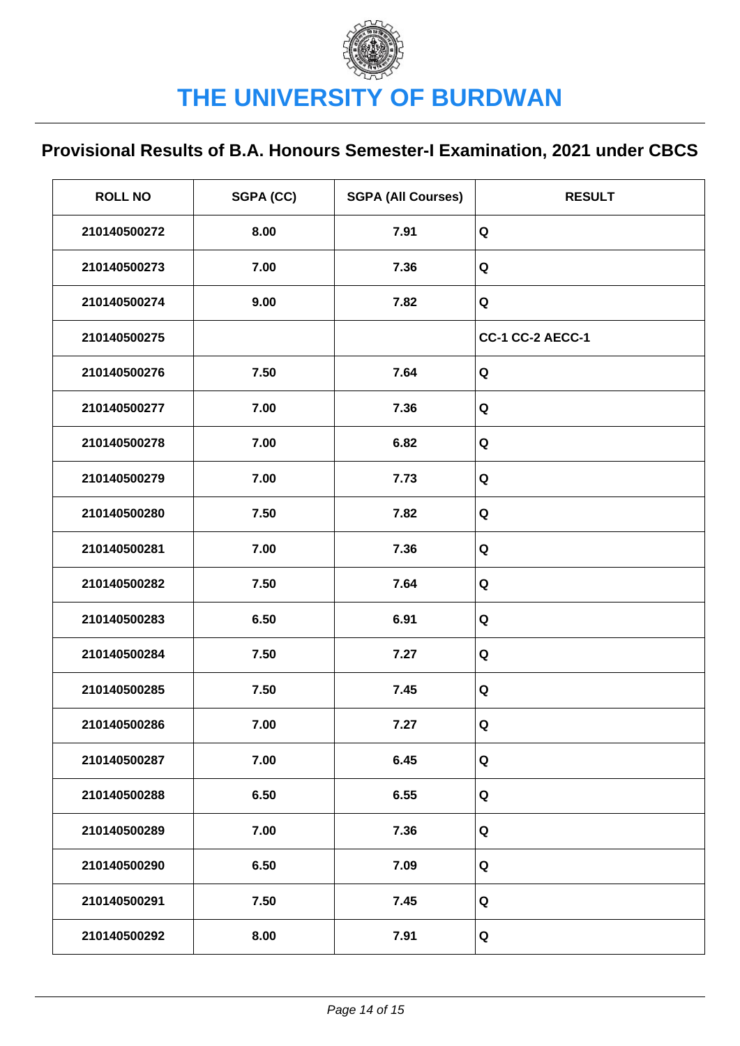# THE UNIVERSITY OF BURDWAN

## Provisional Results of B.A. Honours Semester-I Examination, 2021 under CBCS

| ROLL NO | SGPA (CC) | SGPA (All Courses) | RESULT |
|---|---|---|---|
| 210140500272 | 8.00 | 7.91 | Q |
| 210140500273 | 7.00 | 7.36 | Q |
| 210140500274 | 9.00 | 7.82 | Q |
| 210140500275 | | | CC-1 CC-2 AECC-1 |
| 210140500276 | 7.50 | 7.64 | Q |
| 210140500277 | 7.00 | 7.36 | Q |
| 210140500278 | 7.00 | 6.82 | Q |
| 210140500279 | 7.00 | 7.73 | Q |
| 210140500280 | 7.50 | 7.82 | Q |
| 210140500281 | 7.00 | 7.36 | Q |
| 210140500282 | 7.50 | 7.64 | Q |
| 210140500283 | 6.50 | 6.91 | Q |
| 210140500284 | 7.50 | 7.27 | Q |
| 210140500285 | 7.50 | 7.45 | Q |
| 210140500286 | 7.00 | 7.27 | Q |
| 210140500287 | 7.00 | 6.45 | Q |
| 210140500288 | 6.50 | 6.55 | Q |
| 210140500289 | 7.00 | 7.36 | Q |
| 210140500290 | 6.50 | 7.09 | Q |
| 210140500291 | 7.50 | 7.45 | Q |
| 210140500292 | 8.00 | 7.91 | Q |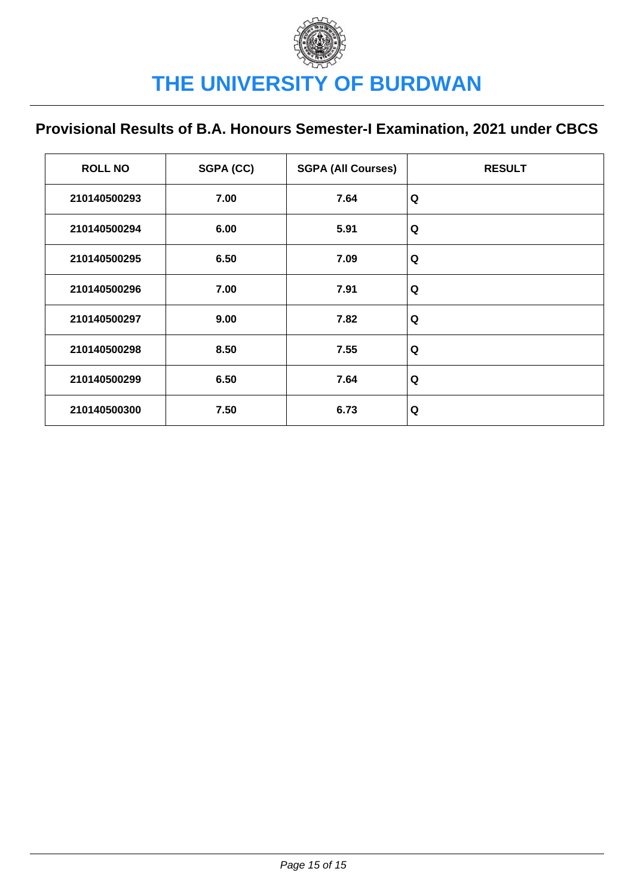# THE UNIVERSITY OF BURDWAN

## Provisional Results of B.A. Honours Semester-I Examination, 2021 under CBCS

| ROLL NO | SGPA (CC) | SGPA (All Courses) | RESULT |
|---|---|---|---|
| 210140500293 | 7.00 | 7.64 | Q |
| 210140500294 | 6.00 | 5.91 | Q |
| 210140500295 | 6.50 | 7.09 | Q |
| 210140500296 | 7.00 | 7.91 | Q |
| 210140500297 | 9.00 | 7.82 | Q |
| 210140500298 | 8.50 | 7.55 | Q |
| 210140500299 | 6.50 | 7.64 | Q |
| 210140500300 | 7.50 | 6.73 | Q |